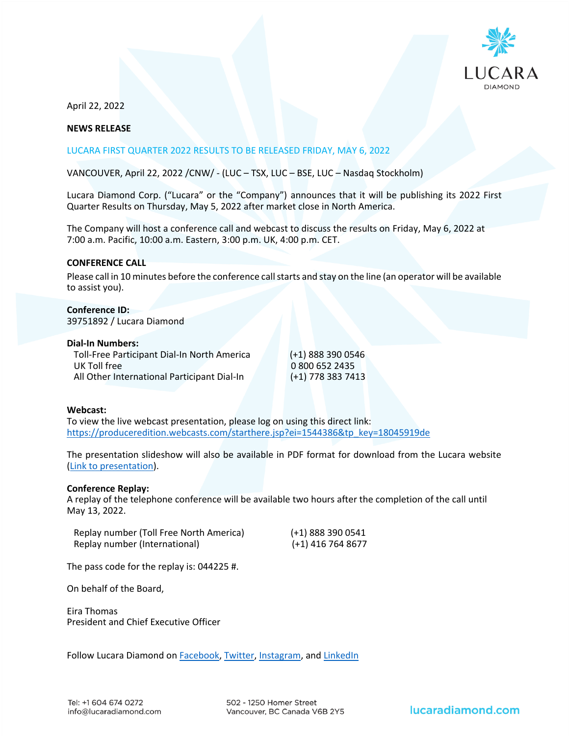April 22, 2022

**NEWS RELEASE**

## LUCARA FIRST QUARTER 2022 RESULTS TO BE RELEASED FRIDAY, MAY 6, 2022

VANCOUVER, April 22, 2022 /CNW/ - (LUC – TSX, LUC – BSE, LUC – Nasdaq Stockholm)

Lucara Diamond Corp. ("Lucara" or the "Company") announces that it will be publishing its 2022 First Quarter Results on Thursday, May 5, 2022 after market close in North America.

The Company will host a conference call and webcast to discuss the results on Friday, May 6, 2022 at 7:00 a.m. Pacific, 10:00 a.m. Eastern, 3:00 p.m. UK, 4:00 p.m. CET.

**CONFERENCE CALL**

Please call in 10 minutes before the conference call starts and stay on the line (an operator will be available to assist you).

**Conference ID:**
39751892 / Lucara Diamond

**Dial-In Numbers:**

| | |
|---|---|
| Toll-Free Participant Dial-In North America | (+1) 888 390 0546 |
| UK Toll free | 0 800 652 2435 |
| All Other International Participant Dial-In | (+1) 778 383 7413 |

**Webcast:**
To view the live webcast presentation, please log on using this direct link:
https://produceredition.webcasts.com/starthere.jsp?ei=1544386&tp_key=18045919de

The presentation slideshow will also be available in PDF format for download from the Lucara website (Link to presentation).

**Conference Replay:**
A replay of the telephone conference will be available two hours after the completion of the call until May 13, 2022.

| | |
|---|---|
| Replay number (Toll Free North America) | (+1) 888 390 0541 |
| Replay number (International) | (+1) 416 764 8677 |

The pass code for the replay is: 044225 #.

On behalf of the Board,

Eira Thomas
President and Chief Executive Officer

Follow Lucara Diamond on Facebook, Twitter, Instagram, and LinkedIn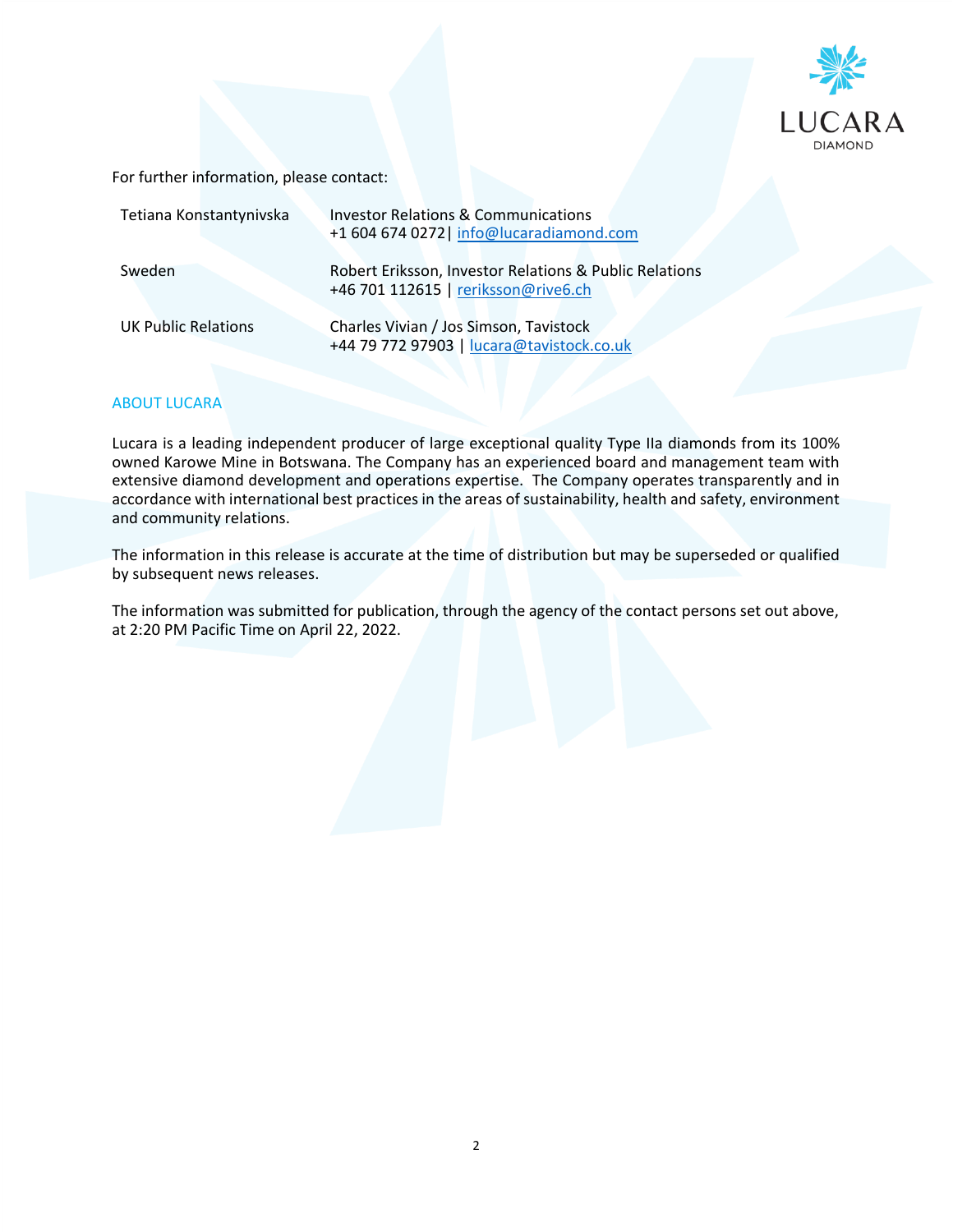For further information, please contact:

| | |
|---|---|
| Tetiana Konstantynivska | Investor Relations & Communications<br>+1 604 674 0272 \| info@lucaradiamond.com |
| Sweden | Robert Eriksson, Investor Relations & Public Relations<br>+46 701 112615 \| reriksson@rive6.ch |
| UK Public Relations | Charles Vivian / Jos Simson, Tavistock<br>+44 79 772 97903 \| lucara@tavistock.co.uk |

## ABOUT LUCARA

Lucara is a leading independent producer of large exceptional quality Type IIa diamonds from its 100% owned Karowe Mine in Botswana. The Company has an experienced board and management team with extensive diamond development and operations expertise. The Company operates transparently and in accordance with international best practices in the areas of sustainability, health and safety, environment and community relations.

The information in this release is accurate at the time of distribution but may be superseded or qualified by subsequent news releases.

The information was submitted for publication, through the agency of the contact persons set out above, at 2:20 PM Pacific Time on April 22, 2022.